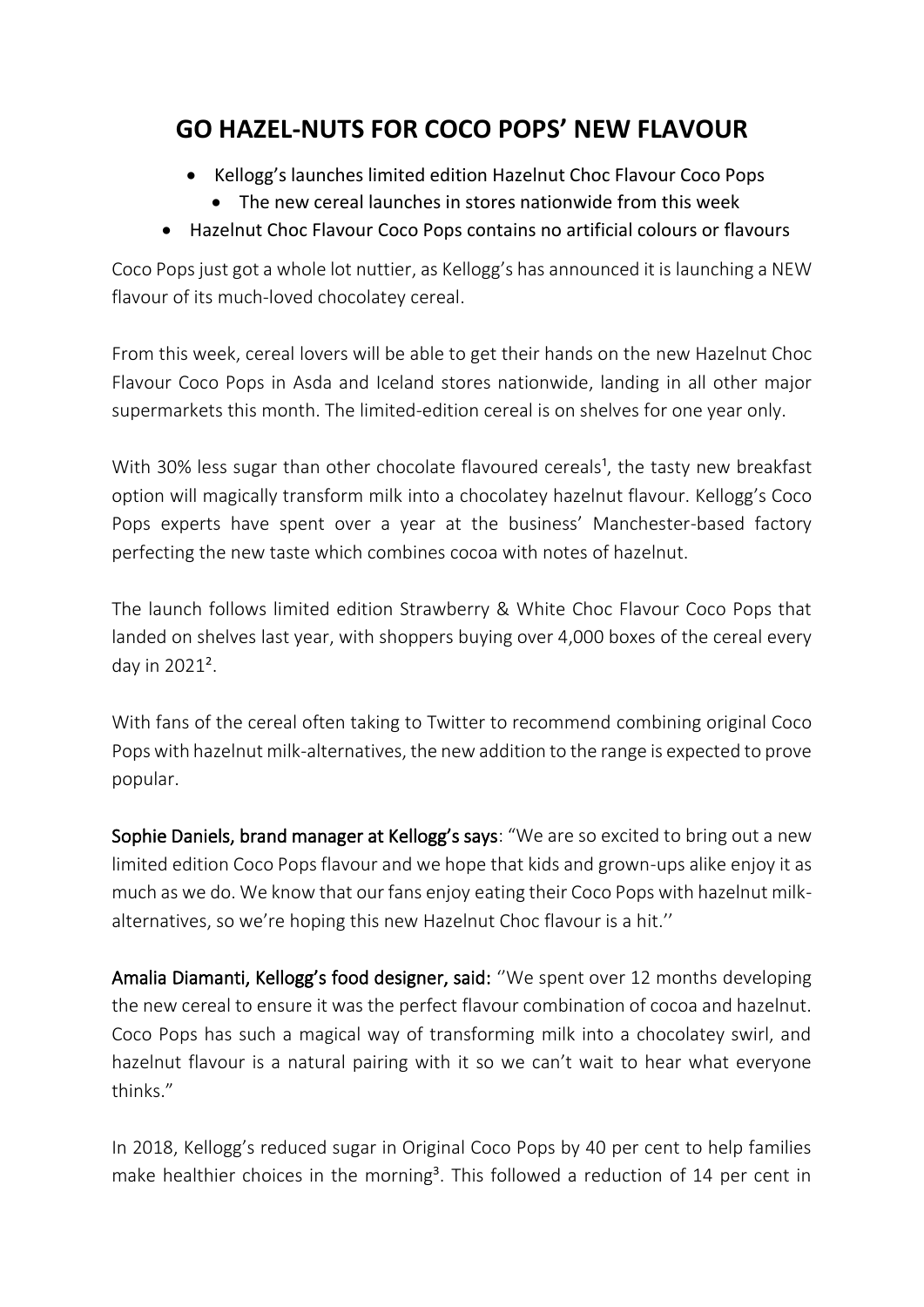# GO HAZEL-NUTS FOR COCO POPS' NEW FLAVOUR

- Kellogg's launches limited edition Hazelnut Choc Flavour Coco Pops
  - The new cereal launches in stores nationwide from this week
- Hazelnut Choc Flavour Coco Pops contains no artificial colours or flavours

Coco Pops just got a whole lot nuttier, as Kellogg's has announced it is launching a NEW flavour of its much-loved chocolatey cereal.

From this week, cereal lovers will be able to get their hands on the new Hazelnut Choc Flavour Coco Pops in Asda and Iceland stores nationwide, landing in all other major supermarkets this month. The limited-edition cereal is on shelves for one year only.

With 30% less sugar than other chocolate flavoured cereals[1], the tasty new breakfast option will magically transform milk into a chocolatey hazelnut flavour. Kellogg's Coco Pops experts have spent over a year at the business' Manchester-based factory perfecting the new taste which combines cocoa with notes of hazelnut.

The launch follows limited edition Strawberry & White Choc Flavour Coco Pops that landed on shelves last year, with shoppers buying over 4,000 boxes of the cereal every day in 2021[2].

With fans of the cereal often taking to Twitter to recommend combining original Coco Pops with hazelnut milk-alternatives, the new addition to the range is expected to prove popular.

**Sophie Daniels, brand manager at Kellogg's says**: "We are so excited to bring out a new limited edition Coco Pops flavour and we hope that kids and grown-ups alike enjoy it as much as we do. We know that our fans enjoy eating their Coco Pops with hazelnut milk-alternatives, so we're hoping this new Hazelnut Choc flavour is a hit.''

**Amalia Diamanti, Kellogg's food designer, said:** ''We spent over 12 months developing the new cereal to ensure it was the perfect flavour combination of cocoa and hazelnut. Coco Pops has such a magical way of transforming milk into a chocolatey swirl, and hazelnut flavour is a natural pairing with it so we can't wait to hear what everyone thinks."

In 2018, Kellogg's reduced sugar in Original Coco Pops by 40 per cent to help families make healthier choices in the morning[3]. This followed a reduction of 14 per cent in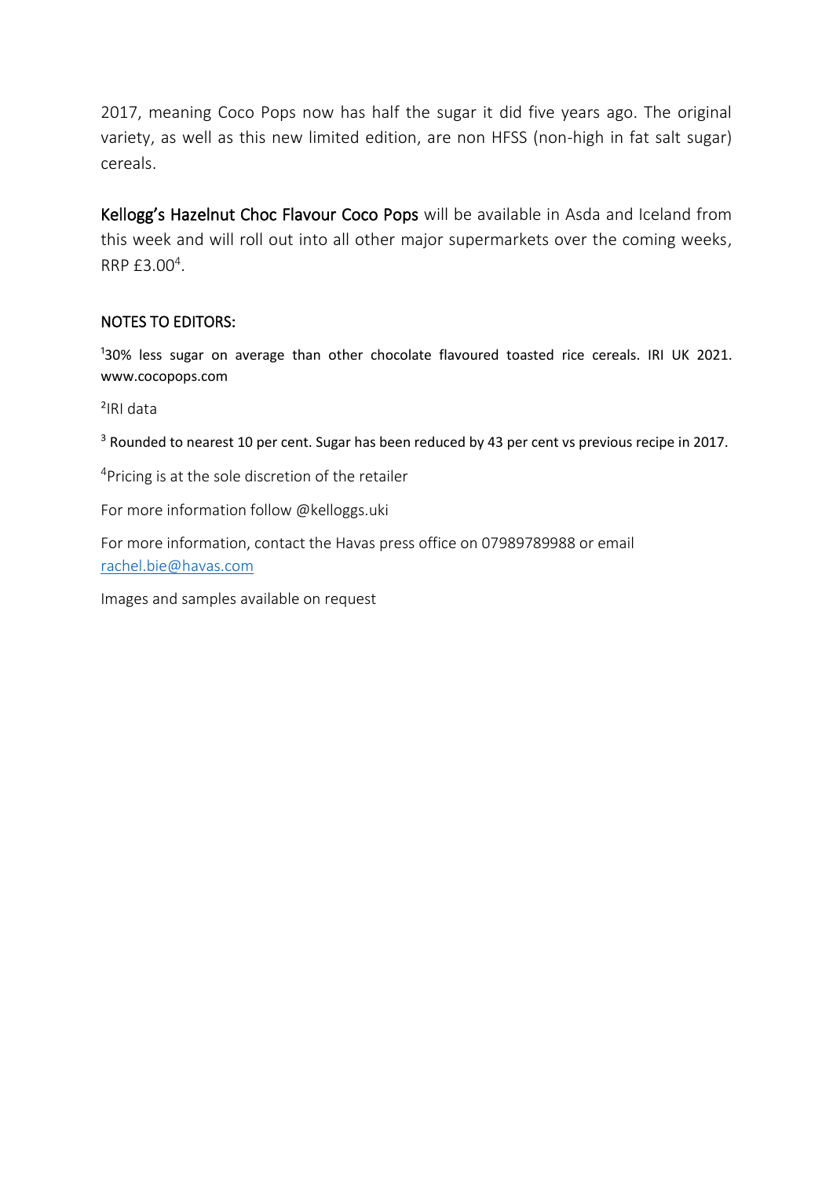2017, meaning Coco Pops now has half the sugar it did five years ago. The original variety, as well as this new limited edition, are non HFSS (non-high in fat salt sugar) cereals.

**Kellogg's Hazelnut Choc Flavour Coco Pops** will be available in Asda and Iceland from this week and will roll out into all other major supermarkets over the coming weeks, RRP £3.00[4].

## NOTES TO EDITORS:

[1]30% less sugar on average than other chocolate flavoured toasted rice cereals. IRI UK 2021. www.cocopops.com

[2]IRI data

[3] Rounded to nearest 10 per cent. Sugar has been reduced by 43 per cent vs previous recipe in 2017.

[4]Pricing is at the sole discretion of the retailer

For more information follow @kelloggs.uki

For more information, contact the Havas press office on 07989789988 or email rachel.bie@havas.com

Images and samples available on request